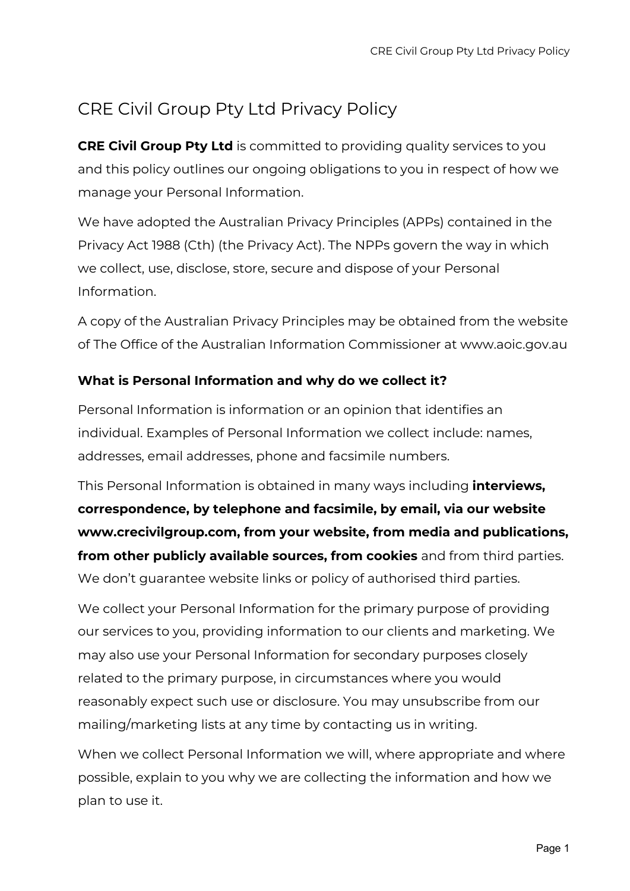# CRE Civil Group Pty Ltd Privacy Policy

**CRE Civil Group Pty Ltd** is committed to providing quality services to you and this policy outlines our ongoing obligations to you in respect of how we manage your Personal Information.

We have adopted the Australian Privacy Principles (APPs) contained in the Privacy Act 1988 (Cth) (the Privacy Act). The NPPs govern the way in which we collect, use, disclose, store, secure and dispose of your Personal Information.

A copy of the Australian Privacy Principles may be obtained from the website of The Office of the Australian Information Commissioner at www.aoic.gov.au

**What is Personal Information and why do we collect it?**

Personal Information is information or an opinion that identifies an individual. Examples of Personal Information we collect include: names, addresses, email addresses, phone and facsimile numbers.

This Personal Information is obtained in many ways including **interviews, correspondence, by telephone and facsimile, by email, via our website www.crecivilgroup.com, from your website, from media and publications, from other publicly available sources, from cookies** and from third parties. We don't guarantee website links or policy of authorised third parties.

We collect your Personal Information for the primary purpose of providing our services to you, providing information to our clients and marketing. We may also use your Personal Information for secondary purposes closely related to the primary purpose, in circumstances where you would reasonably expect such use or disclosure. You may unsubscribe from our mailing/marketing lists at any time by contacting us in writing.

When we collect Personal Information we will, where appropriate and where possible, explain to you why we are collecting the information and how we plan to use it.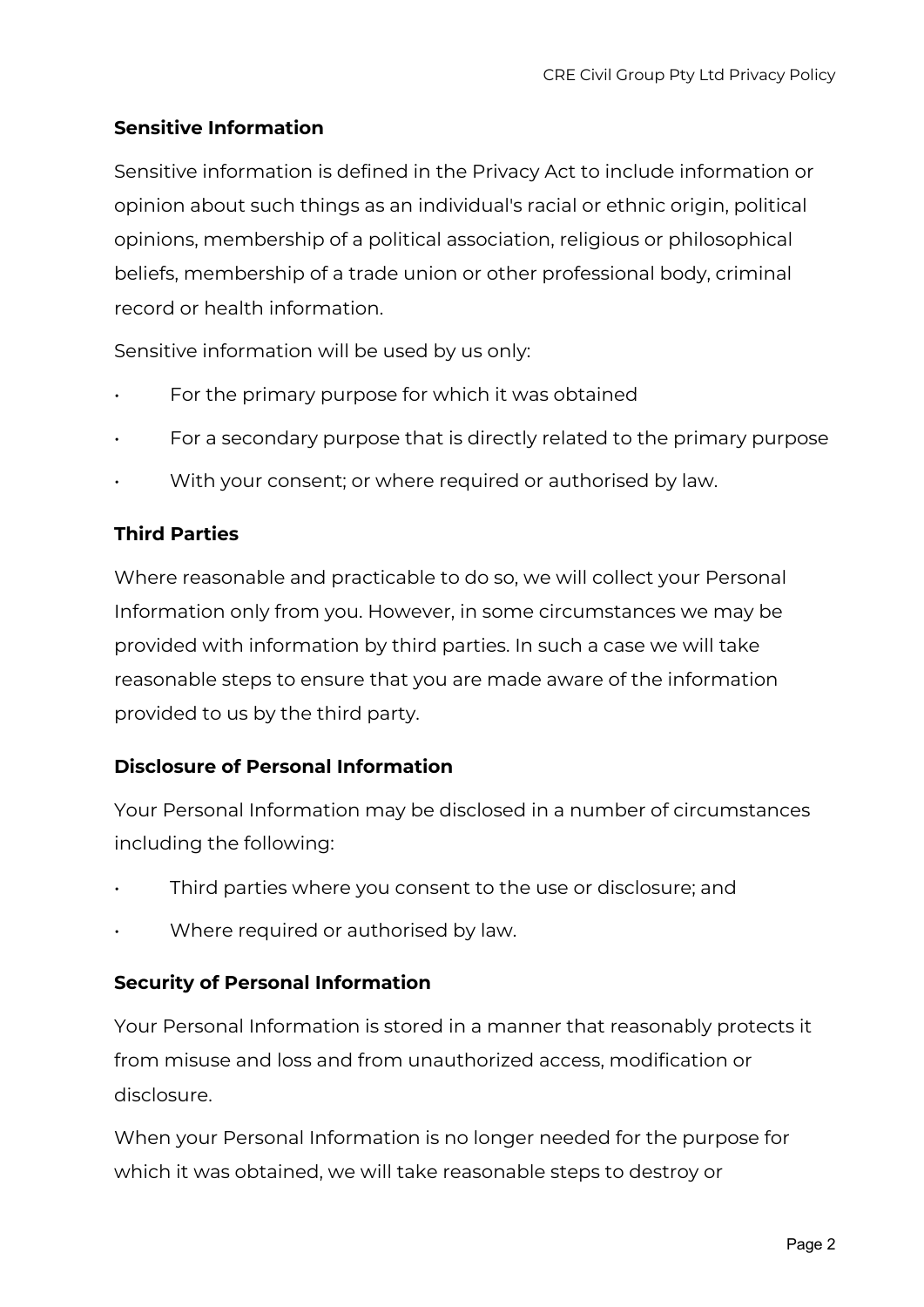## Sensitive Information

Sensitive information is defined in the Privacy Act to include information or opinion about such things as an individual's racial or ethnic origin, political opinions, membership of a political association, religious or philosophical beliefs, membership of a trade union or other professional body, criminal record or health information.

Sensitive information will be used by us only:

- For the primary purpose for which it was obtained
- For a secondary purpose that is directly related to the primary purpose
- With your consent; or where required or authorised by law.

## Third Parties

Where reasonable and practicable to do so, we will collect your Personal Information only from you. However, in some circumstances we may be provided with information by third parties. In such a case we will take reasonable steps to ensure that you are made aware of the information provided to us by the third party.

## Disclosure of Personal Information

Your Personal Information may be disclosed in a number of circumstances including the following:

- Third parties where you consent to the use or disclosure; and
- Where required or authorised by law.

## Security of Personal Information

Your Personal Information is stored in a manner that reasonably protects it from misuse and loss and from unauthorized access, modification or disclosure.

When your Personal Information is no longer needed for the purpose for which it was obtained, we will take reasonable steps to destroy or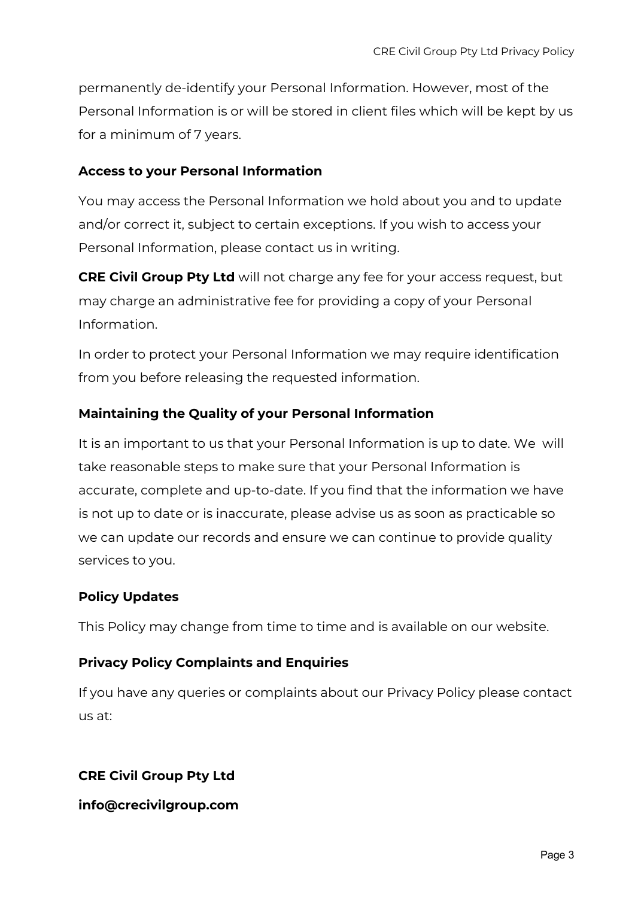permanently de-identify your Personal Information. However, most of the Personal Information is or will be stored in client files which will be kept by us for a minimum of 7 years.

### Access to your Personal Information

You may access the Personal Information we hold about you and to update and/or correct it, subject to certain exceptions. If you wish to access your Personal Information, please contact us in writing.

**CRE Civil Group Pty Ltd** will not charge any fee for your access request, but may charge an administrative fee for providing a copy of your Personal Information.

In order to protect your Personal Information we may require identification from you before releasing the requested information.

### Maintaining the Quality of your Personal Information

It is an important to us that your Personal Information is up to date. We will take reasonable steps to make sure that your Personal Information is accurate, complete and up-to-date. If you find that the information we have is not up to date or is inaccurate, please advise us as soon as practicable so we can update our records and ensure we can continue to provide quality services to you.

### Policy Updates

This Policy may change from time to time and is available on our website.

### Privacy Policy Complaints and Enquiries

If you have any queries or complaints about our Privacy Policy please contact us at:

**CRE Civil Group Pty Ltd**

**info@crecivilgroup.com**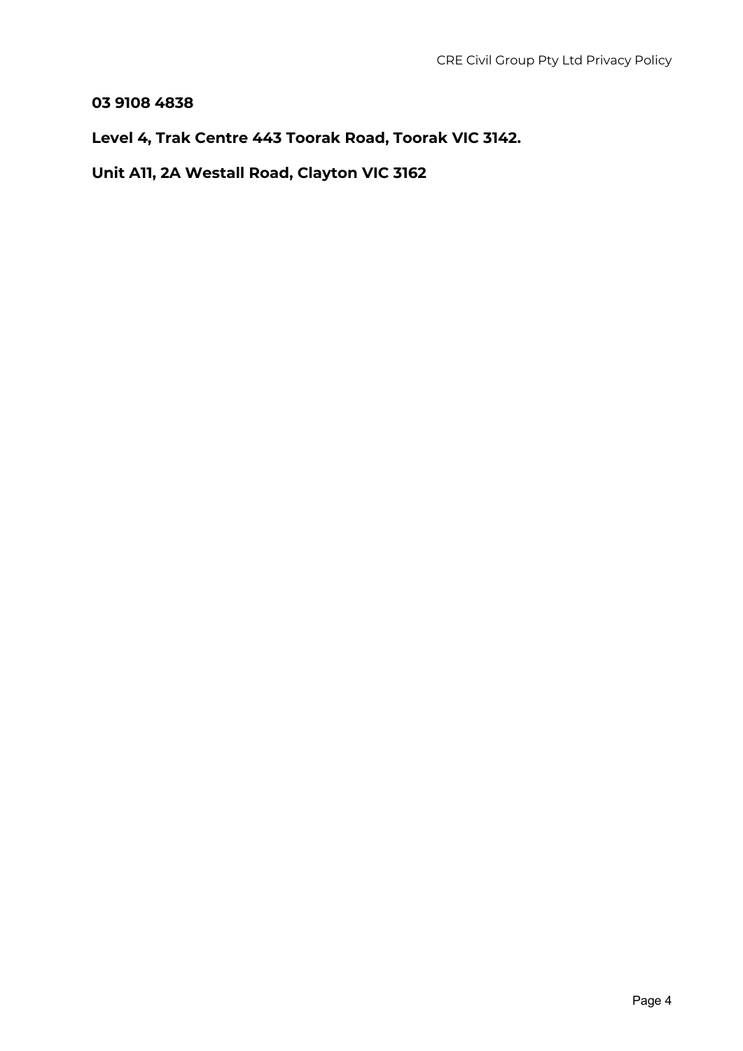**03 9108 4838**

**Level 4, Trak Centre 443 Toorak Road, Toorak VIC 3142.**

**Unit A11, 2A Westall Road, Clayton VIC 3162**